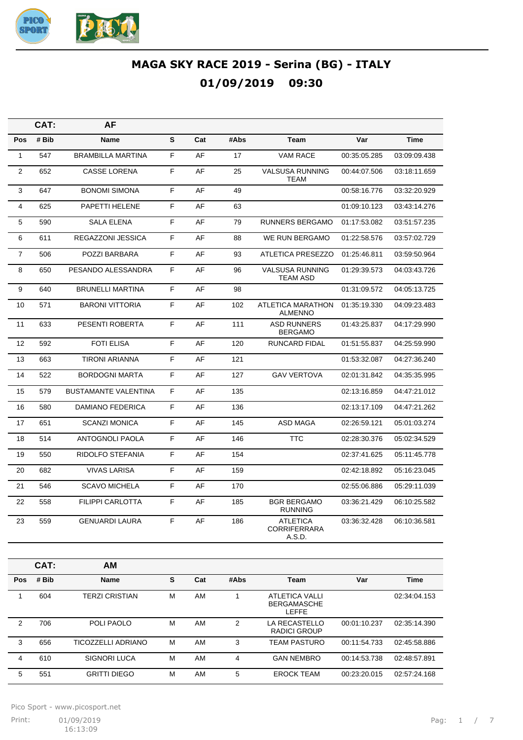# MAGA SKY RACE 2019 - Serina (BG) - ITALY

## 01/09/2019 09:30

**CAT: AF**

| Pos | # Bib | Name | S | Cat | #Abs | Team | Var | Time |
|---|---|---|---|---|---|---|---|---|
| 1 | 547 | BRAMBILLA MARTINA | F | AF | 17 | VAM RACE | 00:35:05.285 | 03:09:09.438 |
| 2 | 652 | CASSE LORENA | F | AF | 25 | VALSUSA RUNNING TEAM | 00:44:07.506 | 03:18:11.659 |
| 3 | 647 | BONOMI SIMONA | F | AF | 49 | | 00:58:16.776 | 03:32:20.929 |
| 4 | 625 | PAPETTI HELENE | F | AF | 63 | | 01:09:10.123 | 03:43:14.276 |
| 5 | 590 | SALA ELENA | F | AF | 79 | RUNNERS BERGAMO | 01:17:53.082 | 03:51:57.235 |
| 6 | 611 | REGAZZONI JESSICA | F | AF | 88 | WE RUN BERGAMO | 01:22:58.576 | 03:57:02.729 |
| 7 | 506 | POZZI BARBARA | F | AF | 93 | ATLETICA PRESEZZO | 01:25:46.811 | 03:59:50.964 |
| 8 | 650 | PESANDO ALESSANDRA | F | AF | 96 | VALSUSA RUNNING TEAM ASD | 01:29:39.573 | 04:03:43.726 |
| 9 | 640 | BRUNELLI MARTINA | F | AF | 98 | | 01:31:09.572 | 04:05:13.725 |
| 10 | 571 | BARONI VITTORIA | F | AF | 102 | ATLETICA MARATHON ALMENNO | 01:35:19.330 | 04:09:23.483 |
| 11 | 633 | PESENTI ROBERTA | F | AF | 111 | ASD RUNNERS BERGAMO | 01:43:25.837 | 04:17:29.990 |
| 12 | 592 | FOTI ELISA | F | AF | 120 | RUNCARD FIDAL | 01:51:55.837 | 04:25:59.990 |
| 13 | 663 | TIRONI ARIANNA | F | AF | 121 | | 01:53:32.087 | 04:27:36.240 |
| 14 | 522 | BORDOGNI MARTA | F | AF | 127 | GAV VERTOVA | 02:01:31.842 | 04:35:35.995 |
| 15 | 579 | BUSTAMANTE VALENTINA | F | AF | 135 | | 02:13:16.859 | 04:47:21.012 |
| 16 | 580 | DAMIANO FEDERICA | F | AF | 136 | | 02:13:17.109 | 04:47:21.262 |
| 17 | 651 | SCANZI MONICA | F | AF | 145 | ASD MAGA | 02:26:59.121 | 05:01:03.274 |
| 18 | 514 | ANTOGNOLI PAOLA | F | AF | 146 | TTC | 02:28:30.376 | 05:02:34.529 |
| 19 | 550 | RIDOLFO STEFANIA | F | AF | 154 | | 02:37:41.625 | 05:11:45.778 |
| 20 | 682 | VIVAS LARISA | F | AF | 159 | | 02:42:18.892 | 05:16:23.045 |
| 21 | 546 | SCAVO MICHELA | F | AF | 170 | | 02:55:06.886 | 05:29:11.039 |
| 22 | 558 | FILIPPI CARLOTTA | F | AF | 185 | BGR BERGAMO RUNNING | 03:36:21.429 | 06:10:25.582 |
| 23 | 559 | GENUARDI LAURA | F | AF | 186 | ATLETICA CORRIFERRARA A.S.D. | 03:36:32.428 | 06:10:36.581 |

**CAT: AM**

| Pos | # Bib | Name | S | Cat | #Abs | Team | Var | Time |
|---|---|---|---|---|---|---|---|---|
| 1 | 604 | TERZI CRISTIAN | M | AM | 1 | ATLETICA VALLI BERGAMASCHE LEFFE | | 02:34:04.153 |
| 2 | 706 | POLI PAOLO | M | AM | 2 | LA RECASTELLO RADICI GROUP | 00:01:10.237 | 02:35:14.390 |
| 3 | 656 | TICOZZELLI ADRIANO | M | AM | 3 | TEAM PASTURO | 00:11:54.733 | 02:45:58.886 |
| 4 | 610 | SIGNORI LUCA | M | AM | 4 | GAN NEMBRO | 00:14:53.738 | 02:48:57.891 |
| 5 | 551 | GRITTI DIEGO | M | AM | 5 | EROCK TEAM | 00:23:20.015 | 02:57:24.168 |

Pico Sport - www.picosport.net

Print: 01/09/2019 16:13:09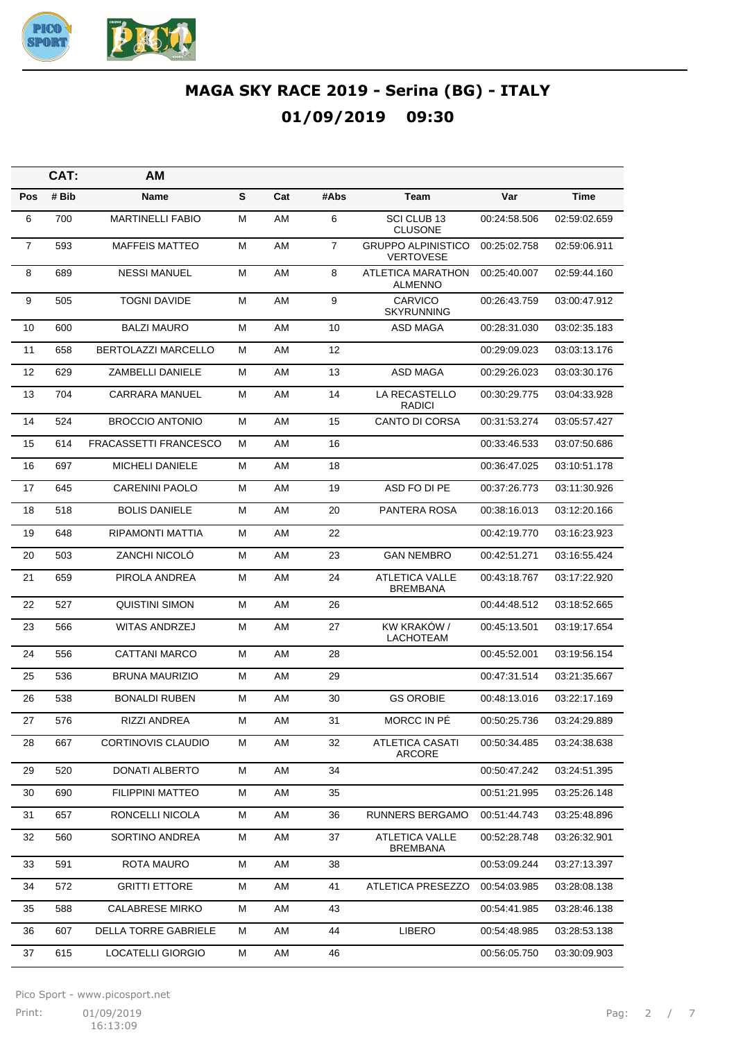# MAGA SKY RACE 2019 - Serina (BG) - ITALY

## 01/09/2019 09:30

| CAT: | AM | | | | | | |
|---|---|---|---|---|---|---|---|
| **Pos** | **# Bib** | **Name** | **S** | **Cat** | **#Abs** | **Team** | **Var** | **Time** |

| Pos | # Bib | Name | S | Cat | #Abs | Team | Var | Time |
|---|---|---|---|---|---|---|---|---|
| 6 | 700 | MARTINELLI FABIO | M | AM | 6 | SCI CLUB 13 CLUSONE | 00:24:58.506 | 02:59:02.659 |
| 7 | 593 | MAFFEIS MATTEO | M | AM | 7 | GRUPPO ALPINISTICO VERTOVESE | 00:25:02.758 | 02:59:06.911 |
| 8 | 689 | NESSI MANUEL | M | AM | 8 | ATLETICA MARATHON ALMENNO | 00:25:40.007 | 02:59:44.160 |
| 9 | 505 | TOGNI DAVIDE | M | AM | 9 | CARVICO SKYRUNNING | 00:26:43.759 | 03:00:47.912 |
| 10 | 600 | BALZI MAURO | M | AM | 10 | ASD MAGA | 00:28:31.030 | 03:02:35.183 |
| 11 | 658 | BERTOLAZZI MARCELLO | M | AM | 12 | | 00:29:09.023 | 03:03:13.176 |
| 12 | 629 | ZAMBELLI DANIELE | M | AM | 13 | ASD MAGA | 00:29:26.023 | 03:03:30.176 |
| 13 | 704 | CARRARA MANUEL | M | AM | 14 | LA RECASTELLO RADICI | 00:30:29.775 | 03:04:33.928 |
| 14 | 524 | BROCCIO ANTONIO | M | AM | 15 | CANTO DI CORSA | 00:31:53.274 | 03:05:57.427 |
| 15 | 614 | FRACASSETTI FRANCESCO | M | AM | 16 | | 00:33:46.533 | 03:07:50.686 |
| 16 | 697 | MICHELI DANIELE | M | AM | 18 | | 00:36:47.025 | 03:10:51.178 |
| 17 | 645 | CARENINI PAOLO | M | AM | 19 | ASD FO DI PE | 00:37:26.773 | 03:11:30.926 |
| 18 | 518 | BOLIS DANIELE | M | AM | 20 | PANTERA ROSA | 00:38:16.013 | 03:12:20.166 |
| 19 | 648 | RIPAMONTI MATTIA | M | AM | 22 | | 00:42:19.770 | 03:16:23.923 |
| 20 | 503 | ZANCHI NICOLÓ | M | AM | 23 | GAN NEMBRO | 00:42:51.271 | 03:16:55.424 |
| 21 | 659 | PIROLA ANDREA | M | AM | 24 | ATLETICA VALLE BREMBANA | 00:43:18.767 | 03:17:22.920 |
| 22 | 527 | QUISTINI SIMON | M | AM | 26 | | 00:44:48.512 | 03:18:52.665 |
| 23 | 566 | WITAS ANDRZEJ | M | AM | 27 | KW KRAKÓW / LACHOTEAM | 00:45:13.501 | 03:19:17.654 |
| 24 | 556 | CATTANI MARCO | M | AM | 28 | | 00:45:52.001 | 03:19:56.154 |
| 25 | 536 | BRUNA MAURIZIO | M | AM | 29 | | 00:47:31.514 | 03:21:35.667 |
| 26 | 538 | BONALDI RUBEN | M | AM | 30 | GS OROBIE | 00:48:13.016 | 03:22:17.169 |
| 27 | 576 | RIZZI ANDREA | M | AM | 31 | MORCC IN PÉ | 00:50:25.736 | 03:24:29.889 |
| 28 | 667 | CORTINOVIS CLAUDIO | M | AM | 32 | ATLETICA CASATI ARCORE | 00:50:34.485 | 03:24:38.638 |
| 29 | 520 | DONATI ALBERTO | M | AM | 34 | | 00:50:47.242 | 03:24:51.395 |
| 30 | 690 | FILIPPINI MATTEO | M | AM | 35 | | 00:51:21.995 | 03:25:26.148 |
| 31 | 657 | RONCELLI NICOLA | M | AM | 36 | RUNNERS BERGAMO | 00:51:44.743 | 03:25:48.896 |
| 32 | 560 | SORTINO ANDREA | M | AM | 37 | ATLETICA VALLE BREMBANA | 00:52:28.748 | 03:26:32.901 |
| 33 | 591 | ROTA MAURO | M | AM | 38 | | 00:53:09.244 | 03:27:13.397 |
| 34 | 572 | GRITTI ETTORE | M | AM | 41 | ATLETICA PRESEZZO | 00:54:03.985 | 03:28:08.138 |
| 35 | 588 | CALABRESE MIRKO | M | AM | 43 | | 00:54:41.985 | 03:28:46.138 |
| 36 | 607 | DELLA TORRE GABRIELE | M | AM | 44 | LIBERO | 00:54:48.985 | 03:28:53.138 |
| 37 | 615 | LOCATELLI GIORGIO | M | AM | 46 | | 00:56:05.750 | 03:30:09.903 |

Pico Sport - www.picosport.net

Print: 01/09/2019 16:13:09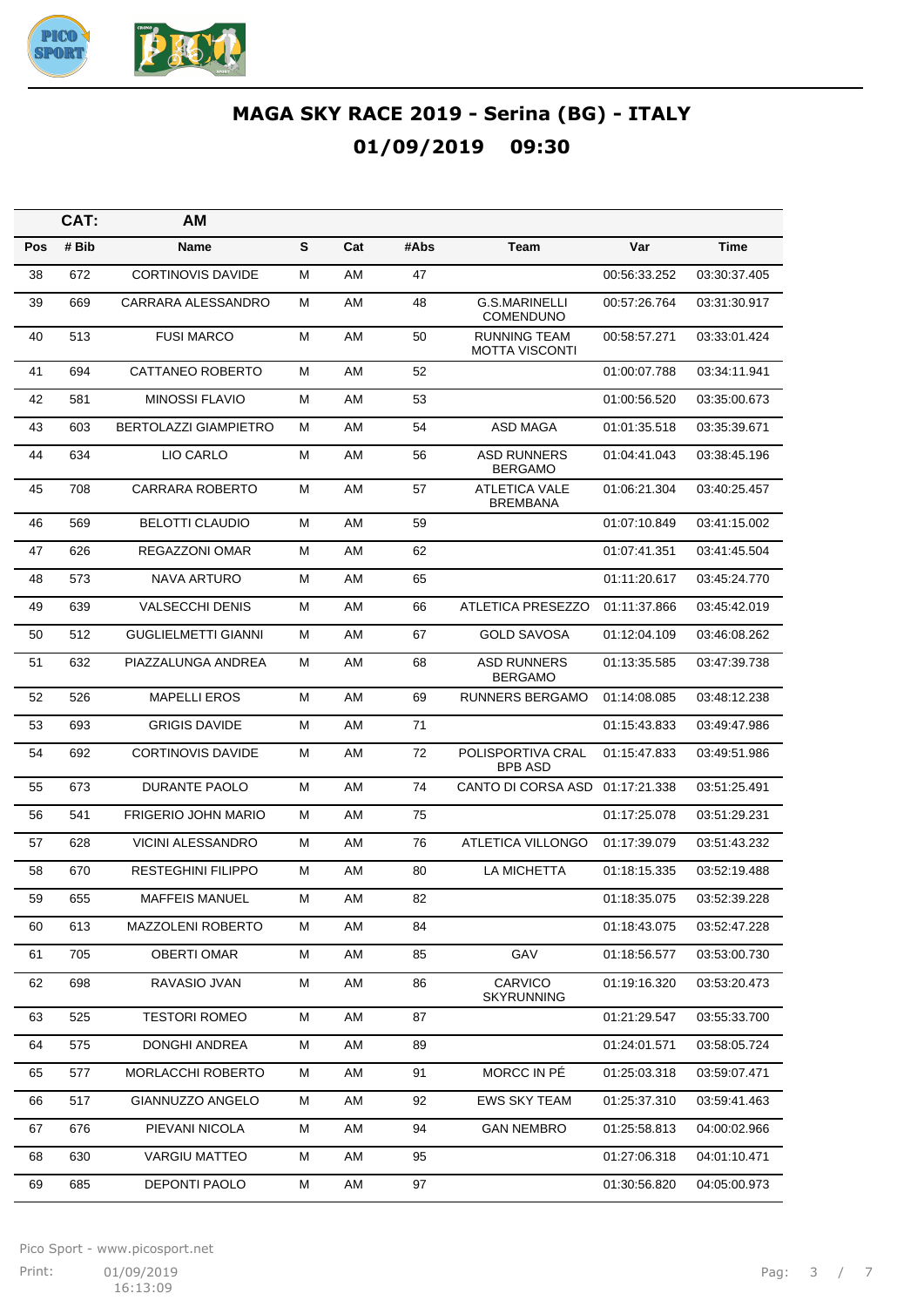# MAGA SKY RACE 2019 - Serina (BG) - ITALY

## 01/09/2019 09:30

| CAT: | AM | | | | | | |
|---|---|---|---|---|---|---|---|
| **Pos** | **# Bib** | **Name** | **S** | **Cat** | **#Abs** | **Team** | **Var** | **Time** |

| Pos | # Bib | Name | S | Cat | #Abs | Team | Var | Time |
|---|---|---|---|---|---|---|---|---|
| 38 | 672 | CORTINOVIS DAVIDE | M | AM | 47 | | 00:56:33.252 | 03:30:37.405 |
| 39 | 669 | CARRARA ALESSANDRO | M | AM | 48 | G.S.MARINELLI COMENDUNO | 00:57:26.764 | 03:31:30.917 |
| 40 | 513 | FUSI MARCO | M | AM | 50 | RUNNING TEAM MOTTA VISCONTI | 00:58:57.271 | 03:33:01.424 |
| 41 | 694 | CATTANEO ROBERTO | M | AM | 52 | | 01:00:07.788 | 03:34:11.941 |
| 42 | 581 | MINOSSI FLAVIO | M | AM | 53 | | 01:00:56.520 | 03:35:00.673 |
| 43 | 603 | BERTOLAZZI GIAMPIETRO | M | AM | 54 | ASD MAGA | 01:01:35.518 | 03:35:39.671 |
| 44 | 634 | LIO CARLO | M | AM | 56 | ASD RUNNERS BERGAMO | 01:04:41.043 | 03:38:45.196 |
| 45 | 708 | CARRARA ROBERTO | M | AM | 57 | ATLETICA VALE BREMBANA | 01:06:21.304 | 03:40:25.457 |
| 46 | 569 | BELOTTI CLAUDIO | M | AM | 59 | | 01:07:10.849 | 03:41:15.002 |
| 47 | 626 | REGAZZONI OMAR | M | AM | 62 | | 01:07:41.351 | 03:41:45.504 |
| 48 | 573 | NAVA ARTURO | M | AM | 65 | | 01:11:20.617 | 03:45:24.770 |
| 49 | 639 | VALSECCHI DENIS | M | AM | 66 | ATLETICA PRESEZZO | 01:11:37.866 | 03:45:42.019 |
| 50 | 512 | GUGLIELMETTI GIANNI | M | AM | 67 | GOLD SAVOSA | 01:12:04.109 | 03:46:08.262 |
| 51 | 632 | PIAZZALUNGA ANDREA | M | AM | 68 | ASD RUNNERS BERGAMO | 01:13:35.585 | 03:47:39.738 |
| 52 | 526 | MAPELLI EROS | M | AM | 69 | RUNNERS BERGAMO | 01:14:08.085 | 03:48:12.238 |
| 53 | 693 | GRIGIS DAVIDE | M | AM | 71 | | 01:15:43.833 | 03:49:47.986 |
| 54 | 692 | CORTINOVIS DAVIDE | M | AM | 72 | POLISPORTIVA CRAL BPB ASD | 01:15:47.833 | 03:49:51.986 |
| 55 | 673 | DURANTE PAOLO | M | AM | 74 | CANTO DI CORSA ASD | 01:17:21.338 | 03:51:25.491 |
| 56 | 541 | FRIGERIO JOHN MARIO | M | AM | 75 | | 01:17:25.078 | 03:51:29.231 |
| 57 | 628 | VICINI ALESSANDRO | M | AM | 76 | ATLETICA VILLONGO | 01:17:39.079 | 03:51:43.232 |
| 58 | 670 | RESTEGHINI FILIPPO | M | AM | 80 | LA MICHETTA | 01:18:15.335 | 03:52:19.488 |
| 59 | 655 | MAFFEIS MANUEL | M | AM | 82 | | 01:18:35.075 | 03:52:39.228 |
| 60 | 613 | MAZZOLENI ROBERTO | M | AM | 84 | | 01:18:43.075 | 03:52:47.228 |
| 61 | 705 | OBERTI OMAR | M | AM | 85 | GAV | 01:18:56.577 | 03:53:00.730 |
| 62 | 698 | RAVASIO JVAN | M | AM | 86 | CARVICO SKYRUNNING | 01:19:16.320 | 03:53:20.473 |
| 63 | 525 | TESTORI ROMEO | M | AM | 87 | | 01:21:29.547 | 03:55:33.700 |
| 64 | 575 | DONGHI ANDREA | M | AM | 89 | | 01:24:01.571 | 03:58:05.724 |
| 65 | 577 | MORLACCHI ROBERTO | M | AM | 91 | MORCC IN PÉ | 01:25:03.318 | 03:59:07.471 |
| 66 | 517 | GIANNUZZO ANGELO | M | AM | 92 | EWS SKY TEAM | 01:25:37.310 | 03:59:41.463 |
| 67 | 676 | PIEVANI NICOLA | M | AM | 94 | GAN NEMBRO | 01:25:58.813 | 04:00:02.966 |
| 68 | 630 | VARGIU MATTEO | M | AM | 95 | | 01:27:06.318 | 04:01:10.471 |
| 69 | 685 | DEPONTI PAOLO | M | AM | 97 | | 01:30:56.820 | 04:05:00.973 |

Pico Sport - www.picosport.net

Print: 01/09/2019 16:13:09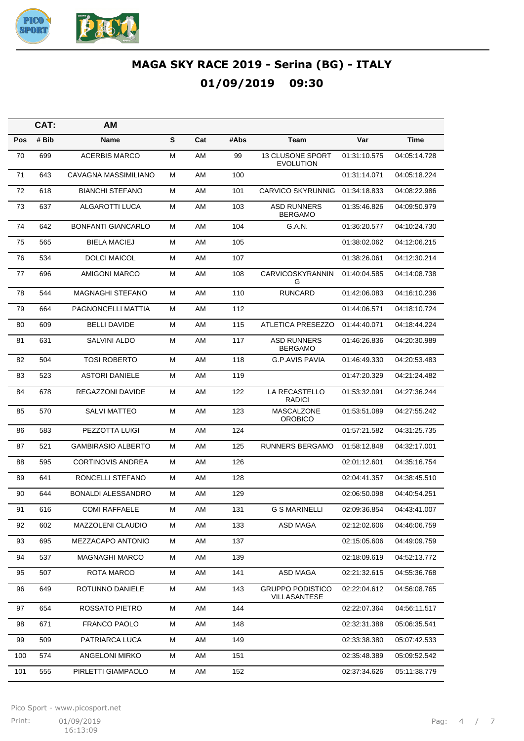# MAGA SKY RACE 2019 - Serina (BG) - ITALY

## 01/09/2019 09:30

| CAT: | AM | | | | | | |
|---|---|---|---|---|---|---|---|
| **Pos** | **# Bib** | **Name** | **S** | **Cat** | **#Abs** | **Team** | **Var** | **Time** |

| Pos | # Bib | Name | S | Cat | #Abs | Team | Var | Time |
|---|---|---|---|---|---|---|---|---|
| 70 | 699 | ACERBIS MARCO | M | AM | 99 | 13 CLUSONE SPORT EVOLUTION | 01:31:10.575 | 04:05:14.728 |
| 71 | 643 | CAVAGNA MASSIMILIANO | M | AM | 100 | | 01:31:14.071 | 04:05:18.224 |
| 72 | 618 | BIANCHI STEFANO | M | AM | 101 | CARVICO SKYRUNNIG | 01:34:18.833 | 04:08:22.986 |
| 73 | 637 | ALGAROTTI LUCA | M | AM | 103 | ASD RUNNERS BERGAMO | 01:35:46.826 | 04:09:50.979 |
| 74 | 642 | BONFANTI GIANCARLO | M | AM | 104 | G.A.N. | 01:36:20.577 | 04:10:24.730 |
| 75 | 565 | BIELA MACIEJ | M | AM | 105 | | 01:38:02.062 | 04:12:06.215 |
| 76 | 534 | DOLCI MAICOL | M | AM | 107 | | 01:38:26.061 | 04:12:30.214 |
| 77 | 696 | AMIGONI MARCO | M | AM | 108 | CARVICOSKYRANNING | 01:40:04.585 | 04:14:08.738 |
| 78 | 544 | MAGNAGHI STEFANO | M | AM | 110 | RUNCARD | 01:42:06.083 | 04:16:10.236 |
| 79 | 664 | PAGNONCELLI MATTIA | M | AM | 112 | | 01:44:06.571 | 04:18:10.724 |
| 80 | 609 | BELLI DAVIDE | M | AM | 115 | ATLETICA PRESEZZO | 01:44:40.071 | 04:18:44.224 |
| 81 | 631 | SALVINI ALDO | M | AM | 117 | ASD RUNNERS BERGAMO | 01:46:26.836 | 04:20:30.989 |
| 82 | 504 | TOSI ROBERTO | M | AM | 118 | G.P.AVIS PAVIA | 01:46:49.330 | 04:20:53.483 |
| 83 | 523 | ASTORI DANIELE | M | AM | 119 | | 01:47:20.329 | 04:21:24.482 |
| 84 | 678 | REGAZZONI DAVIDE | M | AM | 122 | LA RECASTELLO RADICI | 01:53:32.091 | 04:27:36.244 |
| 85 | 570 | SALVI MATTEO | M | AM | 123 | MASCALZONE OROBICO | 01:53:51.089 | 04:27:55.242 |
| 86 | 583 | PEZZOTTA LUIGI | M | AM | 124 | | 01:57:21.582 | 04:31:25.735 |
| 87 | 521 | GAMBIRASIO ALBERTO | M | AM | 125 | RUNNERS BERGAMO | 01:58:12.848 | 04:32:17.001 |
| 88 | 595 | CORTINOVIS ANDREA | M | AM | 126 | | 02:01:12.601 | 04:35:16.754 |
| 89 | 641 | RONCELLI STEFANO | M | AM | 128 | | 02:04:41.357 | 04:38:45.510 |
| 90 | 644 | BONALDI ALESSANDRO | M | AM | 129 | | 02:06:50.098 | 04:40:54.251 |
| 91 | 616 | COMI RAFFAELE | M | AM | 131 | G S MARINELLI | 02:09:36.854 | 04:43:41.007 |
| 92 | 602 | MAZZOLENI CLAUDIO | M | AM | 133 | ASD MAGA | 02:12:02.606 | 04:46:06.759 |
| 93 | 695 | MEZZACAPO ANTONIO | M | AM | 137 | | 02:15:05.606 | 04:49:09.759 |
| 94 | 537 | MAGNAGHI MARCO | M | AM | 139 | | 02:18:09.619 | 04:52:13.772 |
| 95 | 507 | ROTA MARCO | M | AM | 141 | ASD MAGA | 02:21:32.615 | 04:55:36.768 |
| 96 | 649 | ROTUNNO DANIELE | M | AM | 143 | GRUPPO PODISTICO VILLASANTESE | 02:22:04.612 | 04:56:08.765 |
| 97 | 654 | ROSSATO PIETRO | M | AM | 144 | | 02:22:07.364 | 04:56:11.517 |
| 98 | 671 | FRANCO PAOLO | M | AM | 148 | | 02:32:31.388 | 05:06:35.541 |
| 99 | 509 | PATRIARCA LUCA | M | AM | 149 | | 02:33:38.380 | 05:07:42.533 |
| 100 | 574 | ANGELONI MIRKO | M | AM | 151 | | 02:35:48.389 | 05:09:52.542 |
| 101 | 555 | PIRLETTI GIAMPAOLO | M | AM | 152 | | 02:37:34.626 | 05:11:38.779 |

Pico Sport - www.picosport.net

Print: 01/09/2019 16:13:09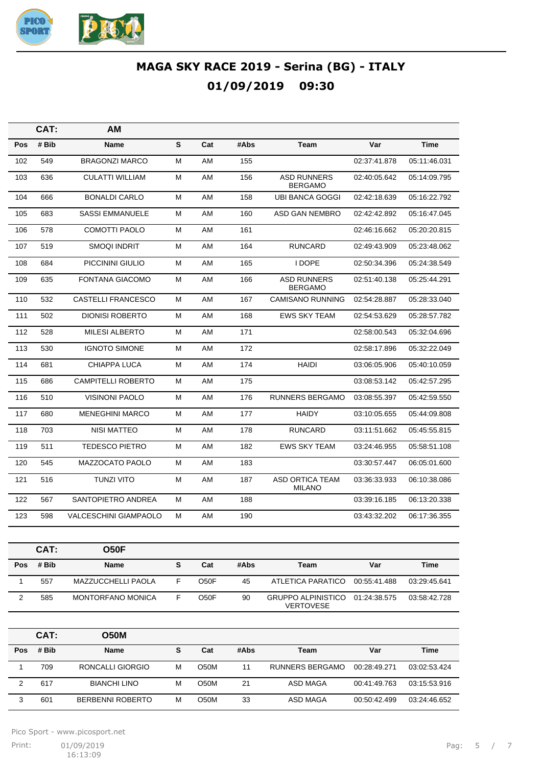# MAGA SKY RACE 2019 - Serina (BG) - ITALY

## 01/09/2019 09:30

| CAT: | AM | | | | | | |
|---|---|---|---|---|---|---|---|
| **Pos** | **# Bib** | **Name** | **S** | **Cat** | **#Abs** | **Team** | **Var** | **Time** |

| Pos | # Bib | Name | S | Cat | #Abs | Team | Var | Time |
|---|---|---|---|---|---|---|---|---|
| 102 | 549 | BRAGONZI MARCO | M | AM | 155 | | 02:37:41.878 | 05:11:46.031 |
| 103 | 636 | CULATTI WILLIAM | M | AM | 156 | ASD RUNNERS BERGAMO | 02:40:05.642 | 05:14:09.795 |
| 104 | 666 | BONALDI CARLO | M | AM | 158 | UBI BANCA GOGGI | 02:42:18.639 | 05:16:22.792 |
| 105 | 683 | SASSI EMMANUELE | M | AM | 160 | ASD GAN NEMBRO | 02:42:42.892 | 05:16:47.045 |
| 106 | 578 | COMOTTI PAOLO | M | AM | 161 | | 02:46:16.662 | 05:20:20.815 |
| 107 | 519 | SMOQI INDRIT | M | AM | 164 | RUNCARD | 02:49:43.909 | 05:23:48.062 |
| 108 | 684 | PICCININI GIULIO | M | AM | 165 | I DOPE | 02:50:34.396 | 05:24:38.549 |
| 109 | 635 | FONTANA GIACOMO | M | AM | 166 | ASD RUNNERS BERGAMO | 02:51:40.138 | 05:25:44.291 |
| 110 | 532 | CASTELLI FRANCESCO | M | AM | 167 | CAMISANO RUNNING | 02:54:28.887 | 05:28:33.040 |
| 111 | 502 | DIONISI ROBERTO | M | AM | 168 | EWS SKY TEAM | 02:54:53.629 | 05:28:57.782 |
| 112 | 528 | MILESI ALBERTO | M | AM | 171 | | 02:58:00.543 | 05:32:04.696 |
| 113 | 530 | IGNOTO SIMONE | M | AM | 172 | | 02:58:17.896 | 05:32:22.049 |
| 114 | 681 | CHIAPPA LUCA | M | AM | 174 | HAIDI | 03:06:05.906 | 05:40:10.059 |
| 115 | 686 | CAMPITELLI ROBERTO | M | AM | 175 | | 03:08:53.142 | 05:42:57.295 |
| 116 | 510 | VISINONI PAOLO | M | AM | 176 | RUNNERS BERGAMO | 03:08:55.397 | 05:42:59.550 |
| 117 | 680 | MENEGHINI MARCO | M | AM | 177 | HAIDY | 03:10:05.655 | 05:44:09.808 |
| 118 | 703 | NISI MATTEO | M | AM | 178 | RUNCARD | 03:11:51.662 | 05:45:55.815 |
| 119 | 511 | TEDESCO PIETRO | M | AM | 182 | EWS SKY TEAM | 03:24:46.955 | 05:58:51.108 |
| 120 | 545 | MAZZOCATO PAOLO | M | AM | 183 | | 03:30:57.447 | 06:05:01.600 |
| 121 | 516 | TUNZI VITO | M | AM | 187 | ASD ORTICA TEAM MILANO | 03:36:33.933 | 06:10:38.086 |
| 122 | 567 | SANTOPIETRO ANDREA | M | AM | 188 | | 03:39:16.185 | 06:13:20.338 |
| 123 | 598 | VALCESCHINI GIAMPAOLO | M | AM | 190 | | 03:43:32.202 | 06:17:36.355 |

**CAT: O50F**

| Pos | # Bib | Name | S | Cat | #Abs | Team | Var | Time |
|---|---|---|---|---|---|---|---|---|
| 1 | 557 | MAZZUCCHELLI PAOLA | F | O50F | 45 | ATLETICA PARATICO | 00:55:41.488 | 03:29:45.641 |
| 2 | 585 | MONTORFANO MONICA | F | O50F | 90 | GRUPPO ALPINISTICO VERTOVESE | 01:24:38.575 | 03:58:42.728 |

**CAT: O50M**

| Pos | # Bib | Name | S | Cat | #Abs | Team | Var | Time |
|---|---|---|---|---|---|---|---|---|
| 1 | 709 | RONCALLI GIORGIO | M | O50M | 11 | RUNNERS BERGAMO | 00:28:49.271 | 03:02:53.424 |
| 2 | 617 | BIANCHI LINO | M | O50M | 21 | ASD MAGA | 00:41:49.763 | 03:15:53.916 |
| 3 | 601 | BERBENNI ROBERTO | M | O50M | 33 | ASD MAGA | 00:50:42.499 | 03:24:46.652 |

# MAGA SKY RACE 2019 - Serina (BG) - ITALY

## 01/09/2019 09:30

**CAT: AM**

| Pos | # Bib | Name | S | Cat | #Abs | Team | Var | Time |
|---|---|---|---|---|---|---|---|---|
| 102 | 549 | BRAGONZI MARCO | M | AM | 155 | | 02:37:41.878 | 05:11:46.031 |
| 103 | 636 | CULATTI WILLIAM | M | AM | 156 | ASD RUNNERS BERGAMO | 02:40:05.642 | 05:14:09.795 |
| 104 | 666 | BONALDI CARLO | M | AM | 158 | UBI BANCA GOGGI | 02:42:18.639 | 05:16:22.792 |
| 105 | 683 | SASSI EMMANUELE | M | AM | 160 | ASD GAN NEMBRO | 02:42:42.892 | 05:16:47.045 |
| 106 | 578 | COMOTTI PAOLO | M | AM | 161 | | 02:46:16.662 | 05:20:20.815 |
| 107 | 519 | SMOQI INDRIT | M | AM | 164 | RUNCARD | 02:49:43.909 | 05:23:48.062 |
| 108 | 684 | PICCININI GIULIO | M | AM | 165 | I DOPE | 02:50:34.396 | 05:24:38.549 |
| 109 | 635 | FONTANA GIACOMO | M | AM | 166 | ASD RUNNERS BERGAMO | 02:51:40.138 | 05:25:44.291 |
| 110 | 532 | CASTELLI FRANCESCO | M | AM | 167 | CAMISANO RUNNING | 02:54:28.887 | 05:28:33.040 |
| 111 | 502 | DIONISI ROBERTO | M | AM | 168 | EWS SKY TEAM | 02:54:53.629 | 05:28:57.782 |
| 112 | 528 | MILESI ALBERTO | M | AM | 171 | | 02:58:00.543 | 05:32:04.696 |
| 113 | 530 | IGNOTO SIMONE | M | AM | 172 | | 02:58:17.896 | 05:32:22.049 |
| 114 | 681 | CHIAPPA LUCA | M | AM | 174 | HAIDI | 03:06:05.906 | 05:40:10.059 |
| 115 | 686 | CAMPITELLI ROBERTO | M | AM | 175 | | 03:08:53.142 | 05:42:57.295 |
| 116 | 510 | VISINONI PAOLO | M | AM | 176 | RUNNERS BERGAMO | 03:08:55.397 | 05:42:59.550 |
| 117 | 680 | MENEGHINI MARCO | M | AM | 177 | HAIDY | 03:10:05.655 | 05:44:09.808 |
| 118 | 703 | NISI MATTEO | M | AM | 178 | RUNCARD | 03:11:51.662 | 05:45:55.815 |
| 119 | 511 | TEDESCO PIETRO | M | AM | 182 | EWS SKY TEAM | 03:24:46.955 | 05:58:51.108 |
| 120 | 545 | MAZZOCATO PAOLO | M | AM | 183 | | 03:30:57.447 | 06:05:01.600 |
| 121 | 516 | TUNZI VITO | M | AM | 187 | ASD ORTICA TEAM MILANO | 03:36:33.933 | 06:10:38.086 |
| 122 | 567 | SANTOPIETRO ANDREA | M | AM | 188 | | 03:39:16.185 | 06:13:20.338 |
| 123 | 598 | VALCESCHINI GIAMPAOLO | M | AM | 190 | | 03:43:32.202 | 06:17:36.355 |

**CAT: O50F**

| Pos | # Bib | Name | S | Cat | #Abs | Team | Var | Time |
|---|---|---|---|---|---|---|---|---|
| 1 | 557 | MAZZUCCHELLI PAOLA | F | O50F | 45 | ATLETICA PARATICO | 00:55:41.488 | 03:29:45.641 |
| 2 | 585 | MONTORFANO MONICA | F | O50F | 90 | GRUPPO ALPINISTICO VERTOVESE | 01:24:38.575 | 03:58:42.728 |

**CAT: O50M**

| Pos | # Bib | Name | S | Cat | #Abs | Team | Var | Time |
|---|---|---|---|---|---|---|---|---|
| 1 | 709 | RONCALLI GIORGIO | M | O50M | 11 | RUNNERS BERGAMO | 00:28:49.271 | 03:02:53.424 |
| 2 | 617 | BIANCHI LINO | M | O50M | 21 | ASD MAGA | 00:41:49.763 | 03:15:53.916 |
| 3 | 601 | BERBENNI ROBERTO | M | O50M | 33 | ASD MAGA | 00:50:42.499 | 03:24:46.652 |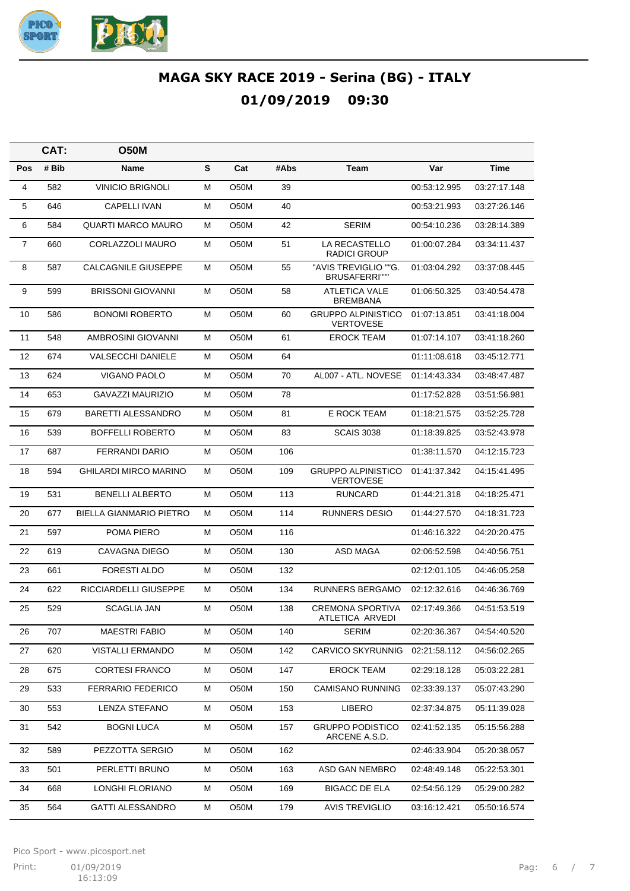# MAGA SKY RACE 2019 - Serina (BG) - ITALY

## 01/09/2019 09:30

| CAT: | O50M | | | | | | | |
|---|---|---|---|---|---|---|---|---|
| Pos | # Bib | Name | S | Cat | #Abs | Team | Var | Time |
| 4 | 582 | VINICIO BRIGNOLI | M | O50M | 39 | | 00:53:12.995 | 03:27:17.148 |
| 5 | 646 | CAPELLI IVAN | M | O50M | 40 | | 00:53:21.993 | 03:27:26.146 |
| 6 | 584 | QUARTI MARCO MAURO | M | O50M | 42 | SERIM | 00:54:10.236 | 03:28:14.389 |
| 7 | 660 | CORLAZZOLI MAURO | M | O50M | 51 | LA RECASTELLO RADICI GROUP | 01:00:07.284 | 03:34:11.437 |
| 8 | 587 | CALCAGNILE GIUSEPPE | M | O50M | 55 | "AVIS TREVIGLIO ""G. BRUSAFERRI""" | 01:03:04.292 | 03:37:08.445 |
| 9 | 599 | BRISSONI GIOVANNI | M | O50M | 58 | ATLETICA VALE BREMBANA | 01:06:50.325 | 03:40:54.478 |
| 10 | 586 | BONOMI ROBERTO | M | O50M | 60 | GRUPPO ALPINISTICO VERTOVESE | 01:07:13.851 | 03:41:18.004 |
| 11 | 548 | AMBROSINI GIOVANNI | M | O50M | 61 | EROCK TEAM | 01:07:14.107 | 03:41:18.260 |
| 12 | 674 | VALSECCHI DANIELE | M | O50M | 64 | | 01:11:08.618 | 03:45:12.771 |
| 13 | 624 | VIGANO PAOLO | M | O50M | 70 | AL007 - ATL. NOVESE | 01:14:43.334 | 03:48:47.487 |
| 14 | 653 | GAVAZZI MAURIZIO | M | O50M | 78 | | 01:17:52.828 | 03:51:56.981 |
| 15 | 679 | BARETTI ALESSANDRO | M | O50M | 81 | E ROCK TEAM | 01:18:21.575 | 03:52:25.728 |
| 16 | 539 | BOFFELLI ROBERTO | M | O50M | 83 | SCAIS 3038 | 01:18:39.825 | 03:52:43.978 |
| 17 | 687 | FERRANDI DARIO | M | O50M | 106 | | 01:38:11.570 | 04:12:15.723 |
| 18 | 594 | GHILARDI MIRCO MARINO | M | O50M | 109 | GRUPPO ALPINISTICO VERTOVESE | 01:41:37.342 | 04:15:41.495 |
| 19 | 531 | BENELLI ALBERTO | M | O50M | 113 | RUNCARD | 01:44:21.318 | 04:18:25.471 |
| 20 | 677 | BIELLA GIANMARIO PIETRO | M | O50M | 114 | RUNNERS DESIO | 01:44:27.570 | 04:18:31.723 |
| 21 | 597 | POMA PIERO | M | O50M | 116 | | 01:46:16.322 | 04:20:20.475 |
| 22 | 619 | CAVAGNA DIEGO | M | O50M | 130 | ASD MAGA | 02:06:52.598 | 04:40:56.751 |
| 23 | 661 | FORESTI ALDO | M | O50M | 132 | | 02:12:01.105 | 04:46:05.258 |
| 24 | 622 | RICCIARDELLI GIUSEPPE | M | O50M | 134 | RUNNERS BERGAMO | 02:12:32.616 | 04:46:36.769 |
| 25 | 529 | SCAGLIA JAN | M | O50M | 138 | CREMONA SPORTIVA ATLETICA ARVEDI | 02:17:49.366 | 04:51:53.519 |
| 26 | 707 | MAESTRI FABIO | M | O50M | 140 | SERIM | 02:20:36.367 | 04:54:40.520 |
| 27 | 620 | VISTALLI ERMANDO | M | O50M | 142 | CARVICO SKYRUNNIG | 02:21:58.112 | 04:56:02.265 |
| 28 | 675 | CORTESI FRANCO | M | O50M | 147 | EROCK TEAM | 02:29:18.128 | 05:03:22.281 |
| 29 | 533 | FERRARIO FEDERICO | M | O50M | 150 | CAMISANO RUNNING | 02:33:39.137 | 05:07:43.290 |
| 30 | 553 | LENZA STEFANO | M | O50M | 153 | LIBERO | 02:37:34.875 | 05:11:39.028 |
| 31 | 542 | BOGNI LUCA | M | O50M | 157 | GRUPPO PODISTICO ARCENE A.S.D. | 02:41:52.135 | 05:15:56.288 |
| 32 | 589 | PEZZOTTA SERGIO | M | O50M | 162 | | 02:46:33.904 | 05:20:38.057 |
| 33 | 501 | PERLETTI BRUNO | M | O50M | 163 | ASD GAN NEMBRO | 02:48:49.148 | 05:22:53.301 |
| 34 | 668 | LONGHI FLORIANO | M | O50M | 169 | BIGACC DE ELA | 02:54:56.129 | 05:29:00.282 |
| 35 | 564 | GATTI ALESSANDRO | M | O50M | 179 | AVIS TREVIGLIO | 03:16:12.421 | 05:50:16.574 |

Pico Sport - www.picosport.net

Print: 01/09/2019 16:13:09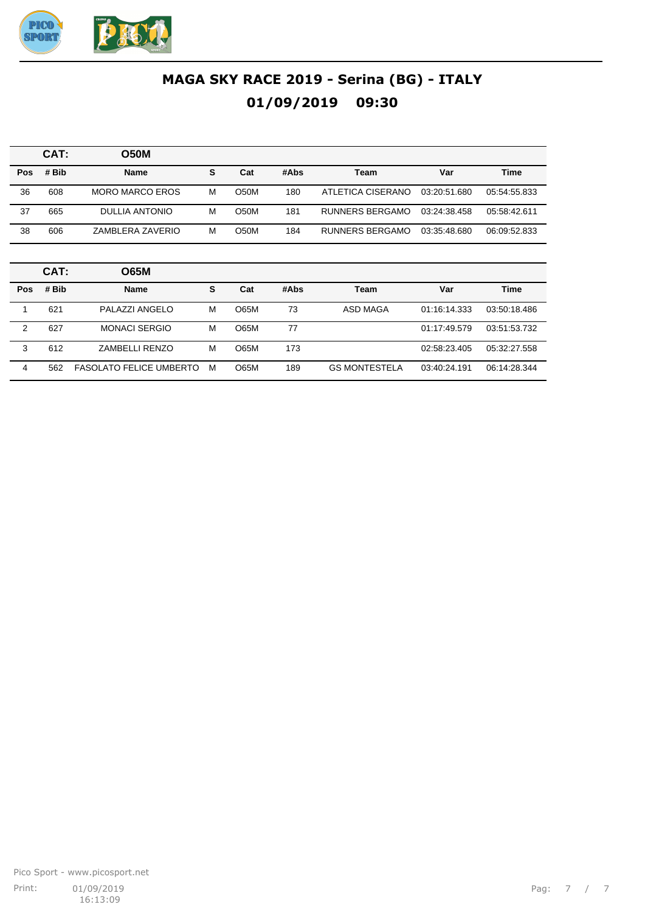# MAGA SKY RACE 2019 - Serina (BG) - ITALY

## 01/09/2019 09:30

**CAT: O50M**

| Pos | # Bib | Name | S | Cat | #Abs | Team | Var | Time |
|---|---|---|---|---|---|---|---|---|
| 36 | 608 | MORO MARCO EROS | M | O50M | 180 | ATLETICA CISERANO | 03:20:51.680 | 05:54:55.833 |
| 37 | 665 | DULLIA ANTONIO | M | O50M | 181 | RUNNERS BERGAMO | 03:24:38.458 | 05:58:42.611 |
| 38 | 606 | ZAMBLERA ZAVERIO | M | O50M | 184 | RUNNERS BERGAMO | 03:35:48.680 | 06:09:52.833 |

**CAT: O65M**

| Pos | # Bib | Name | S | Cat | #Abs | Team | Var | Time |
|---|---|---|---|---|---|---|---|---|
| 1 | 621 | PALAZZI ANGELO | M | O65M | 73 | ASD MAGA | 01:16:14.333 | 03:50:18.486 |
| 2 | 627 | MONACI SERGIO | M | O65M | 77 | | 01:17:49.579 | 03:51:53.732 |
| 3 | 612 | ZAMBELLI RENZO | M | O65M | 173 | | 02:58:23.405 | 05:32:27.558 |
| 4 | 562 | FASOLATO FELICE UMBERTO | M | O65M | 189 | GS MONTESTELA | 03:40:24.191 | 06:14:28.344 |

Pico Sport - www.picosport.net

Print: 01/09/2019 16:13:09